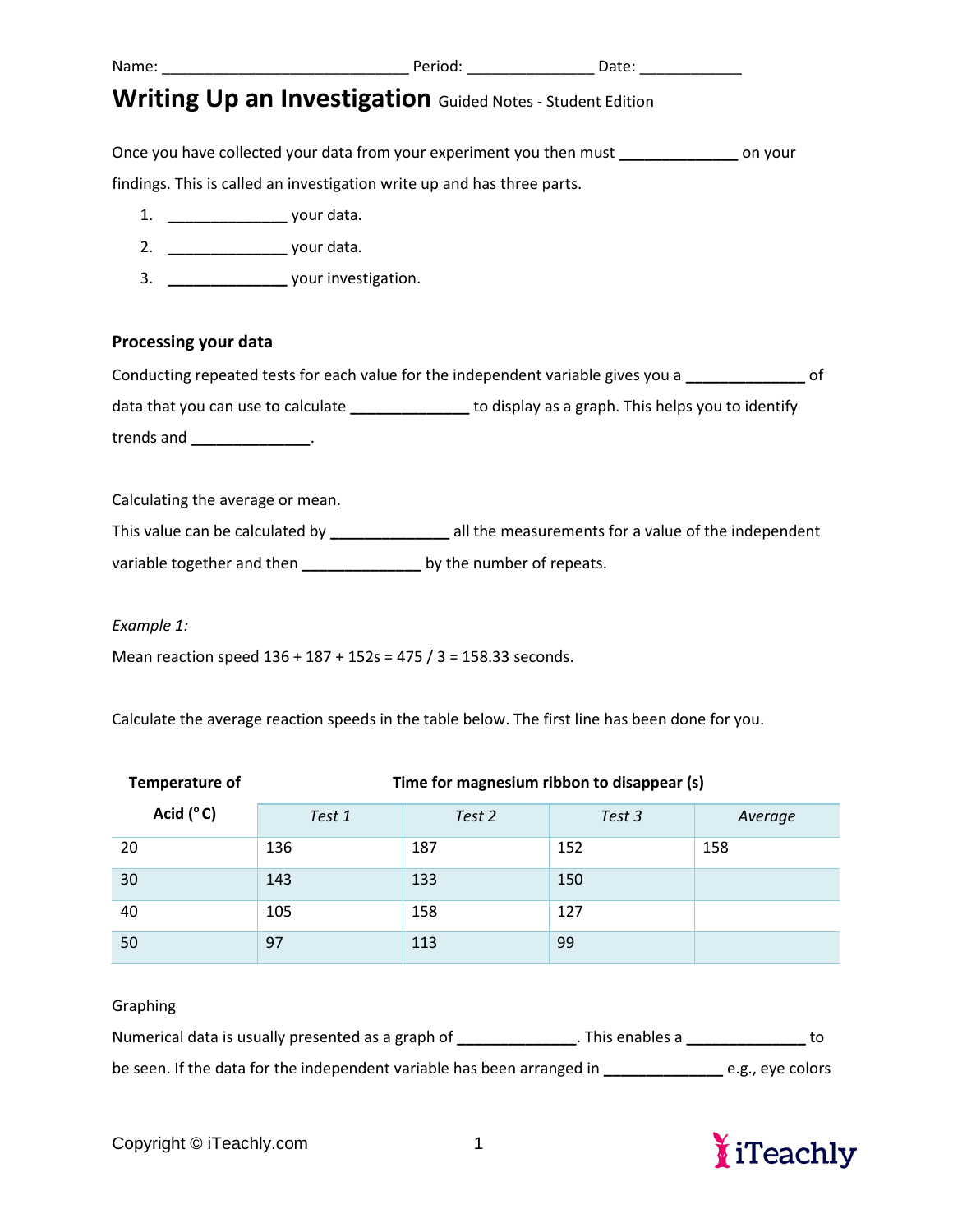Name: ______________________________ Period: _______________ Date: _____________

# Writing Up an Investigation Guided Notes - Student Edition

Once you have collected your data from your experiment you then must ______________ on your findings. This is called an investigation write up and has three parts.

1. ______________ your data.
2. ______________ your data.
3. ______________ your investigation.

### Processing your data

Conducting repeated tests for each value for the independent variable gives you a ______________ of data that you can use to calculate ______________ to display as a graph. This helps you to identify trends and ______________.

Calculating the average or mean.

This value can be calculated by ______________ all the measurements for a value of the independent variable together and then ______________ by the number of repeats.

*Example 1:*

Mean reaction speed 136 + 187 + 152s = 475 / 3 = 158.33 seconds.

Calculate the average reaction speeds in the table below. The first line has been done for you.

| Temperature of Acid (°C) | Time for magnesium ribbon to disappear (s) | | | |
|---|---|---|---|---|
| | *Test 1* | *Test 2* | *Test 3* | *Average* |
| 20 | 136 | 187 | 152 | 158 |
| 30 | 143 | 133 | 150 | |
| 40 | 105 | 158 | 127 | |
| 50 | 97 | 113 | 99 | |

Graphing

Numerical data is usually presented as a graph of ______________. This enables a ______________ to be seen. If the data for the independent variable has been arranged in ______________ e.g., eye colors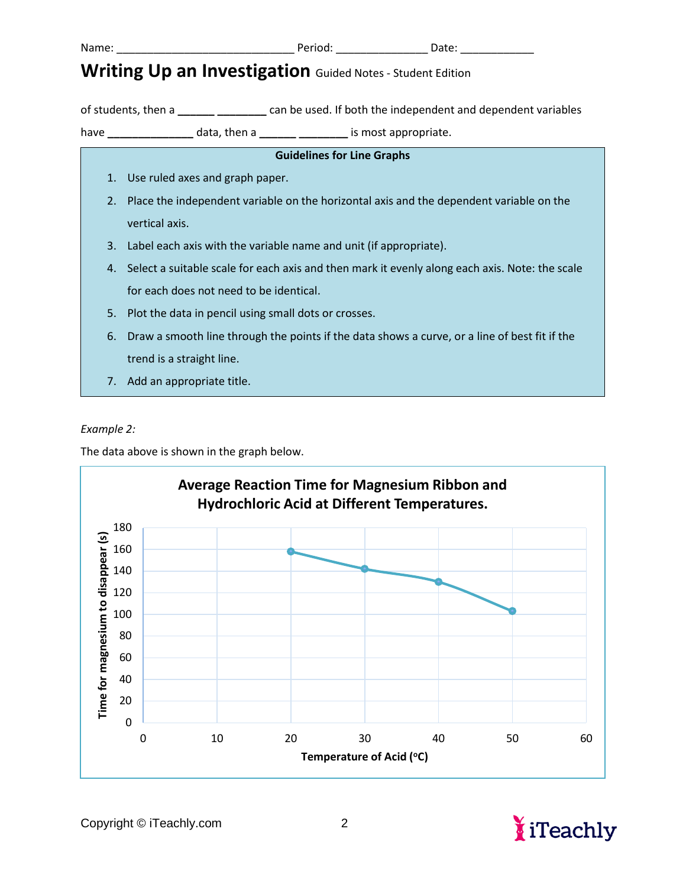Name: _____________________________ Period: _______________ Date: ____________

# Writing Up an Investigation
Guided Notes - Student Edition

of students, then a ______ ________ can be used. If both the independent and dependent variables have ______________ data, then a ______ ________ is most appropriate.

**Guidelines for Line Graphs**

1. Use ruled axes and graph paper.
2. Place the independent variable on the horizontal axis and the dependent variable on the vertical axis.
3. Label each axis with the variable name and unit (if appropriate).
4. Select a suitable scale for each axis and then mark it evenly along each axis. Note: the scale for each does not need to be identical.
5. Plot the data in pencil using small dots or crosses.
6. Draw a smooth line through the points if the data shows a curve, or a line of best fit if the trend is a straight line.
7. Add an appropriate title.

*Example 2:*

The data above is shown in the graph below.

**Average Reaction Time for Magnesium Ribbon and Hydrochloric Acid at Different Temperatures.**

Vertical axis: Time for magnesium to disappear (s) — 0, 20, 40, 60, 80, 100, 120, 140, 160, 180

Horizontal axis: Temperature of Acid (°C) — 0, 10, 20, 30, 40, 50, 60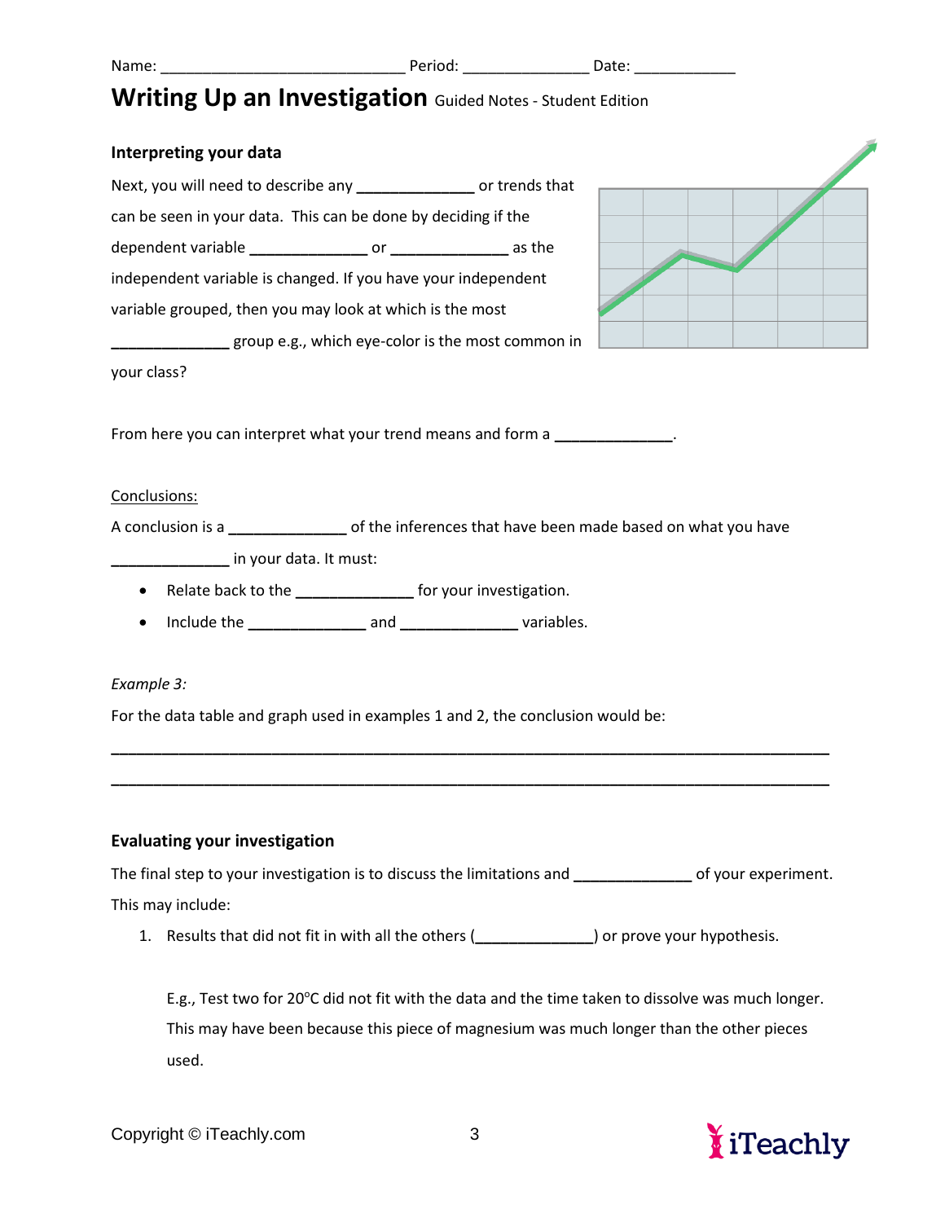Name: ____________________________ Period: ______________ Date: ____________

# Writing Up an Investigation Guided Notes - Student Edition

### Interpreting your data

Next, you will need to describe any ______________ or trends that can be seen in your data. This can be done by deciding if the dependent variable ______________ or ______________ as the independent variable is changed. If you have your independent variable grouped, then you may look at which is the most ______________ group e.g., which eye-color is the most common in your class?

From here you can interpret what your trend means and form a ______________.

Conclusions:

A conclusion is a ______________ of the inferences that have been made based on what you have ______________ in your data. It must:

- Relate back to the ______________ for your investigation.
- Include the ______________ and ______________ variables.

*Example 3:*

For the data table and graph used in examples 1 and 2, the conclusion would be:

_____________________________________________________________________________________

_____________________________________________________________________________________

### Evaluating your investigation

The final step to your investigation is to discuss the limitations and ______________ of your experiment. This may include:

1. Results that did not fit in with all the others (______________) or prove your hypothesis.

   E.g., Test two for 20°C did not fit with the data and the time taken to dissolve was much longer. This may have been because this piece of magnesium was much longer than the other pieces used.

Copyright © iTeachly.com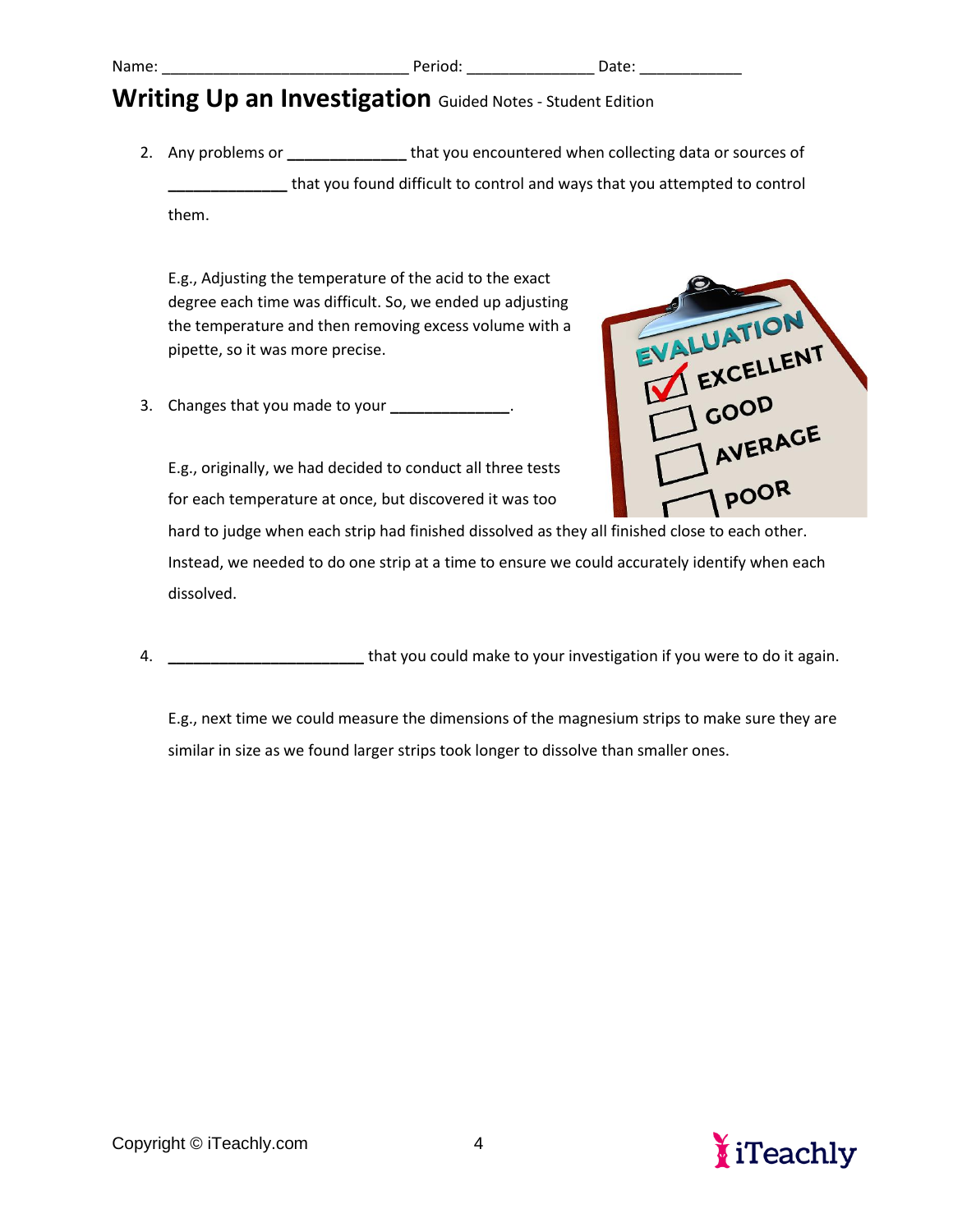Name: ______________________________ Period: _______________ Date: ____________

# Writing Up an Investigation Guided Notes - Student Edition

2. Any problems or ______________ that you encountered when collecting data or sources of ______________ that you found difficult to control and ways that you attempted to control them.

   E.g., Adjusting the temperature of the acid to the exact degree each time was difficult. So, we ended up adjusting the temperature and then removing excess volume with a pipette, so it was more precise.

3. Changes that you made to your ______________.

   E.g., originally, we had decided to conduct all three tests for each temperature at once, but discovered it was too hard to judge when each strip had finished dissolved as they all finished close to each other. Instead, we needed to do one strip at a time to ensure we could accurately identify when each dissolved.

4. ________________________ that you could make to your investigation if you were to do it again.

   E.g., next time we could measure the dimensions of the magnesium strips to make sure they are similar in size as we found larger strips took longer to dissolve than smaller ones.